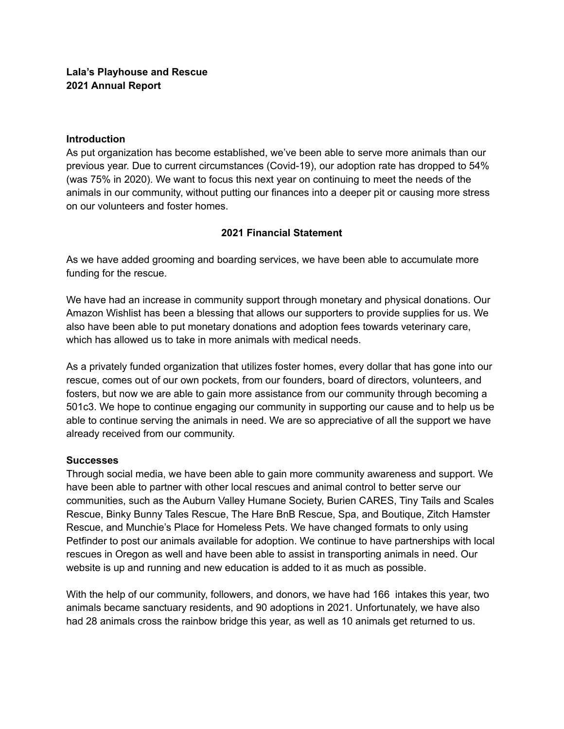**Lala's Playhouse and Rescue**
**2021 Annual Report**

**Introduction**

As put organization has become established, we've been able to serve more animals than our previous year. Due to current circumstances (Covid-19), our adoption rate has dropped to 54% (was 75% in 2020). We want to focus this next year on continuing to meet the needs of the animals in our community, without putting our finances into a deeper pit or causing more stress on our volunteers and foster homes.

**2021 Financial Statement**

As we have added grooming and boarding services, we have been able to accumulate more funding for the rescue.

We have had an increase in community support through monetary and physical donations. Our Amazon Wishlist has been a blessing that allows our supporters to provide supplies for us. We also have been able to put monetary donations and adoption fees towards veterinary care, which has allowed us to take in more animals with medical needs.

As a privately funded organization that utilizes foster homes, every dollar that has gone into our rescue, comes out of our own pockets, from our founders, board of directors, volunteers, and fosters, but now we are able to gain more assistance from our community through becoming a 501c3. We hope to continue engaging our community in supporting our cause and to help us be able to continue serving the animals in need. We are so appreciative of all the support we have already received from our community.

**Successes**

Through social media, we have been able to gain more community awareness and support. We have been able to partner with other local rescues and animal control to better serve our communities, such as the Auburn Valley Humane Society, Burien CARES, Tiny Tails and Scales Rescue, Binky Bunny Tales Rescue, The Hare BnB Rescue, Spa, and Boutique, Zitch Hamster Rescue, and Munchie's Place for Homeless Pets. We have changed formats to only using Petfinder to post our animals available for adoption. We continue to have partnerships with local rescues in Oregon as well and have been able to assist in transporting animals in need. Our website is up and running and new education is added to it as much as possible.

With the help of our community, followers, and donors, we have had 166 intakes this year, two animals became sanctuary residents, and 90 adoptions in 2021. Unfortunately, we have also had 28 animals cross the rainbow bridge this year, as well as 10 animals get returned to us.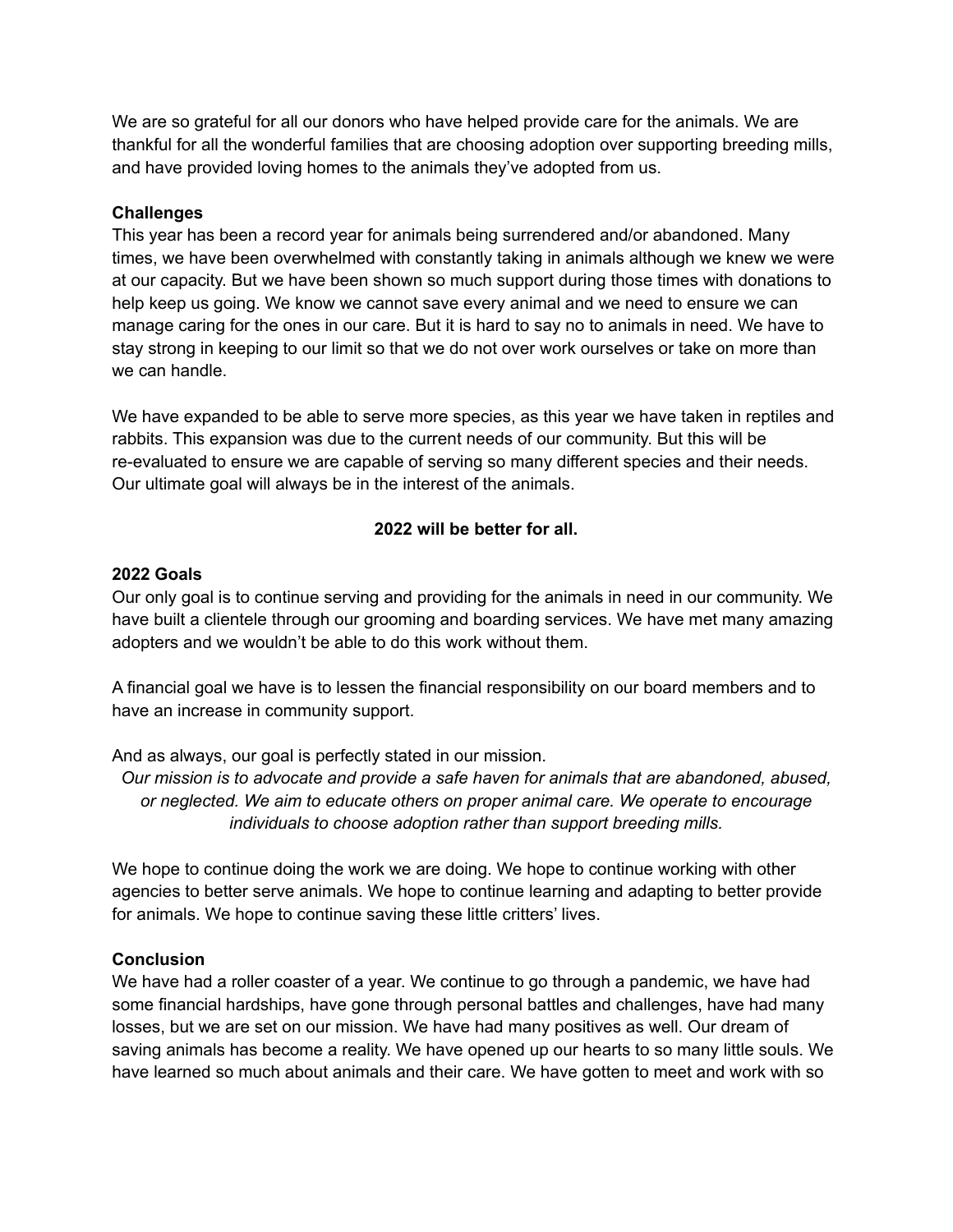We are so grateful for all our donors who have helped provide care for the animals. We are thankful for all the wonderful families that are choosing adoption over supporting breeding mills, and have provided loving homes to the animals they've adopted from us.

**Challenges**

This year has been a record year for animals being surrendered and/or abandoned. Many times, we have been overwhelmed with constantly taking in animals although we knew we were at our capacity. But we have been shown so much support during those times with donations to help keep us going. We know we cannot save every animal and we need to ensure we can manage caring for the ones in our care. But it is hard to say no to animals in need. We have to stay strong in keeping to our limit so that we do not over work ourselves or take on more than we can handle.

We have expanded to be able to serve more species, as this year we have taken in reptiles and rabbits. This expansion was due to the current needs of our community. But this will be re-evaluated to ensure we are capable of serving so many different species and their needs. Our ultimate goal will always be in the interest of the animals.

**2022 will be better for all.**

**2022 Goals**

Our only goal is to continue serving and providing for the animals in need in our community. We have built a clientele through our grooming and boarding services. We have met many amazing adopters and we wouldn't be able to do this work without them.

A financial goal we have is to lessen the financial responsibility on our board members and to have an increase in community support.

And as always, our goal is perfectly stated in our mission.

*Our mission is to advocate and provide a safe haven for animals that are abandoned, abused, or neglected. We aim to educate others on proper animal care. We operate to encourage individuals to choose adoption rather than support breeding mills.*

We hope to continue doing the work we are doing. We hope to continue working with other agencies to better serve animals. We hope to continue learning and adapting to better provide for animals. We hope to continue saving these little critters' lives.

**Conclusion**

We have had a roller coaster of a year. We continue to go through a pandemic, we have had some financial hardships, have gone through personal battles and challenges, have had many losses, but we are set on our mission. We have had many positives as well. Our dream of saving animals has become a reality. We have opened up our hearts to so many little souls. We have learned so much about animals and their care. We have gotten to meet and work with so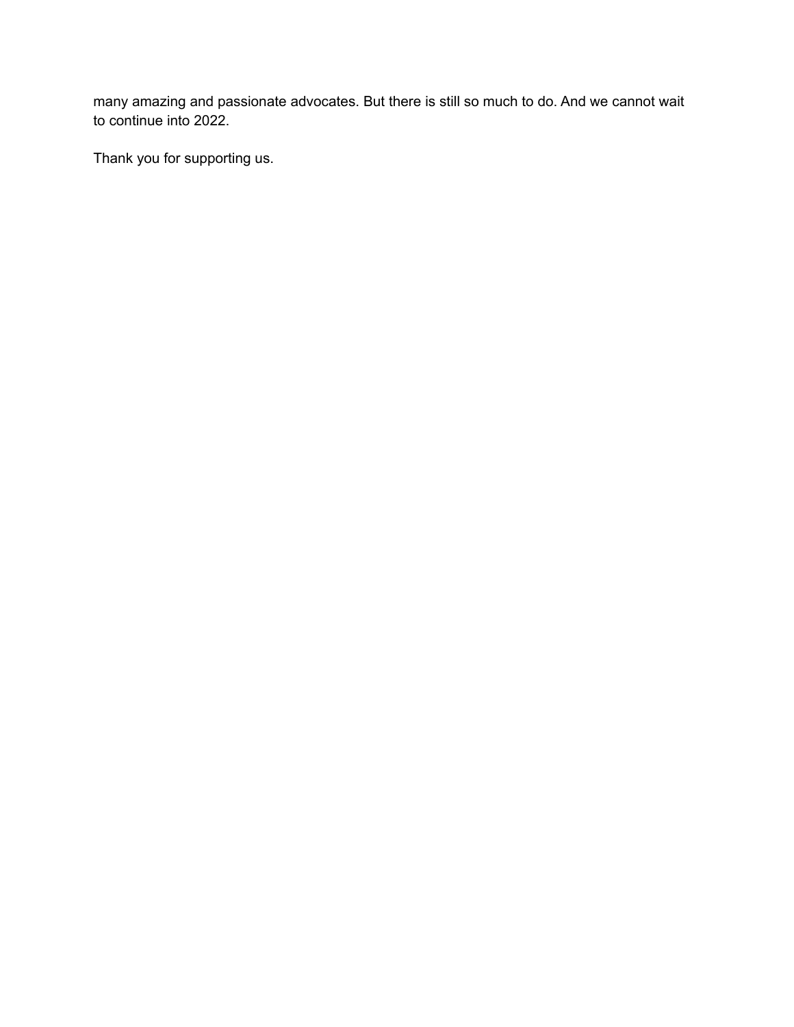many amazing and passionate advocates. But there is still so much to do. And we cannot wait to continue into 2022.

Thank you for supporting us.